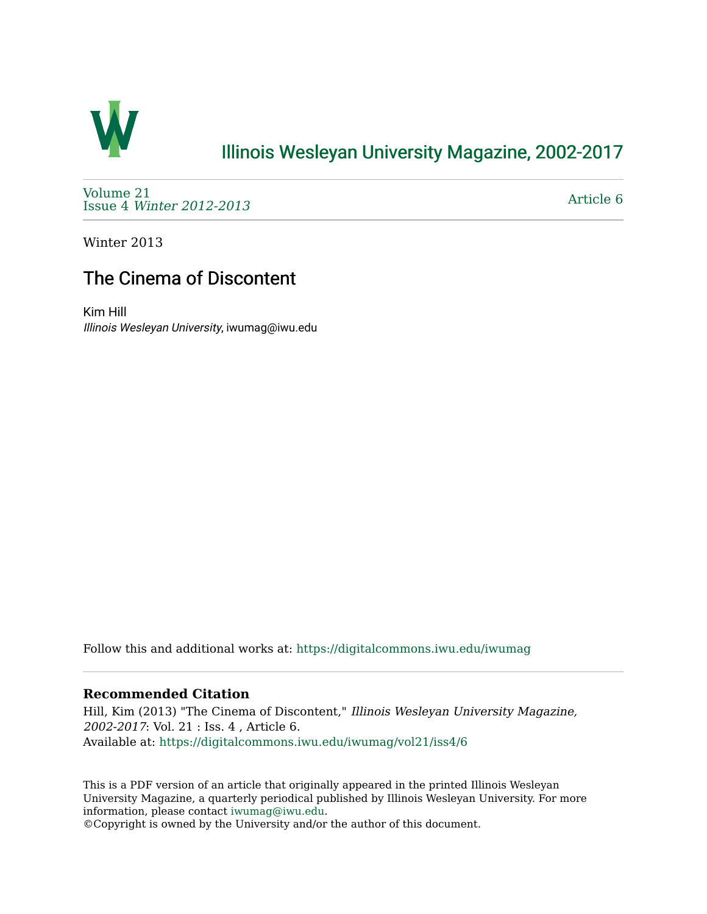# Illinois Wesleyan University Magazine, 2002-2017

Volume 21
Issue 4 *Winter 2012-2013*

Article 6

Winter 2013

## The Cinema of Discontent

Kim Hill
*Illinois Wesleyan University*, iwumag@iwu.edu

Follow this and additional works at: https://digitalcommons.iwu.edu/iwumag

**Recommended Citation**

Hill, Kim (2013) "The Cinema of Discontent," *Illinois Wesleyan University Magazine, 2002-2017*: Vol. 21 : Iss. 4 , Article 6.
Available at: https://digitalcommons.iwu.edu/iwumag/vol21/iss4/6

This is a PDF version of an article that originally appeared in the printed Illinois Wesleyan University Magazine, a quarterly periodical published by Illinois Wesleyan University. For more information, please contact iwumag@iwu.edu.
©Copyright is owned by the University and/or the author of this document.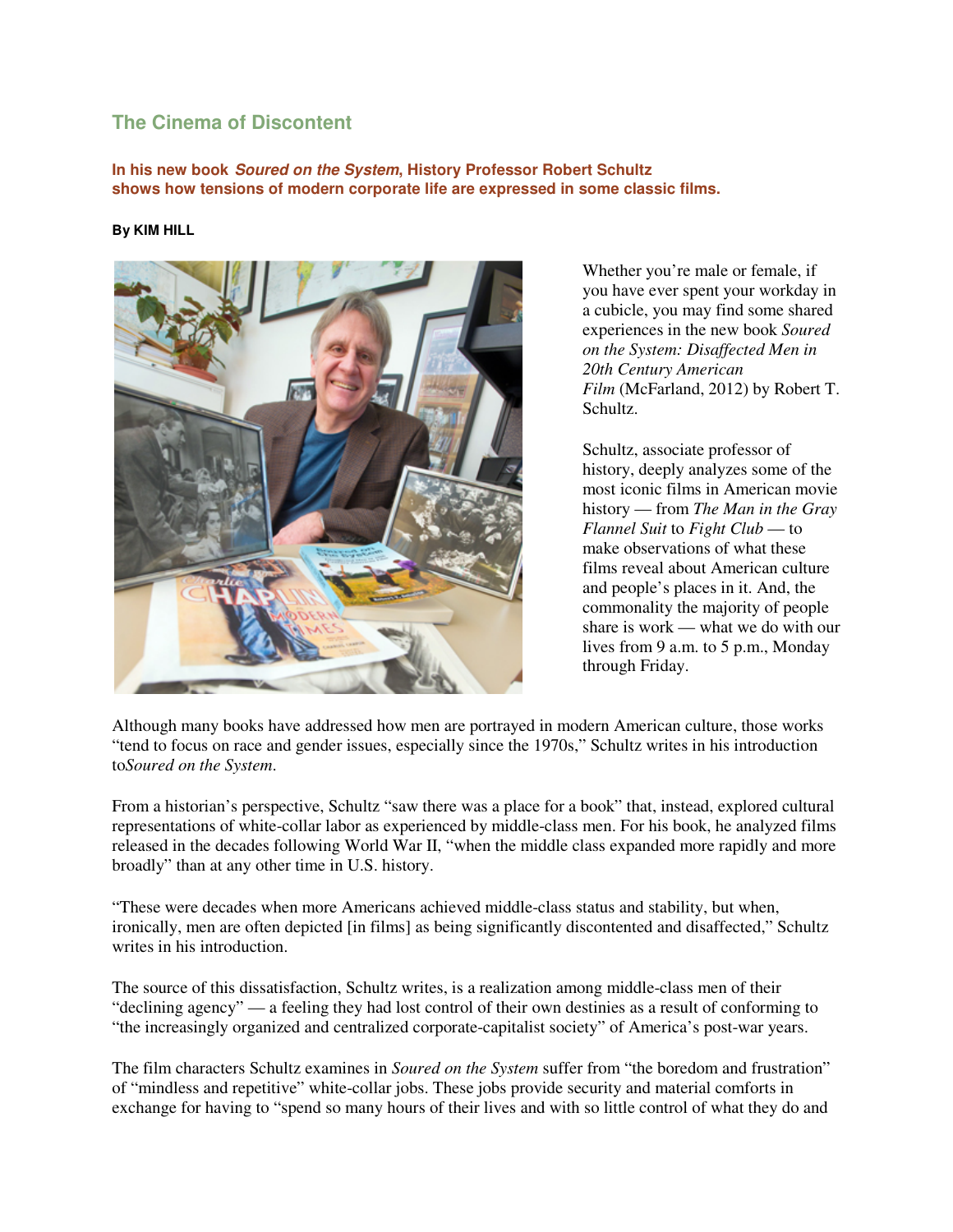## The Cinema of Discontent

**In his new book *Soured on the System*, History Professor Robert Schultz shows how tensions of modern corporate life are expressed in some classic films.**

**By KIM HILL**

Whether you're male or female, if you have ever spent your workday in a cubicle, you may find some shared experiences in the new book *Soured on the System: Disaffected Men in 20th Century American Film* (McFarland, 2012) by Robert T. Schultz.

Schultz, associate professor of history, deeply analyzes some of the most iconic films in American movie history — from *The Man in the Gray Flannel Suit* to *Fight Club* — to make observations of what these films reveal about American culture and people's places in it. And, the commonality the majority of people share is work — what we do with our lives from 9 a.m. to 5 p.m., Monday through Friday.

Although many books have addressed how men are portrayed in modern American culture, those works "tend to focus on race and gender issues, especially since the 1970s," Schultz writes in his introduction to*Soured on the System*.

From a historian's perspective, Schultz "saw there was a place for a book" that, instead, explored cultural representations of white-collar labor as experienced by middle-class men. For his book, he analyzed films released in the decades following World War II, "when the middle class expanded more rapidly and more broadly" than at any other time in U.S. history.

"These were decades when more Americans achieved middle-class status and stability, but when, ironically, men are often depicted [in films] as being significantly discontented and disaffected," Schultz writes in his introduction.

The source of this dissatisfaction, Schultz writes, is a realization among middle-class men of their "declining agency" — a feeling they had lost control of their own destinies as a result of conforming to "the increasingly organized and centralized corporate-capitalist society" of America's post-war years.

The film characters Schultz examines in *Soured on the System* suffer from "the boredom and frustration" of "mindless and repetitive" white-collar jobs. These jobs provide security and material comforts in exchange for having to "spend so many hours of their lives and with so little control of what they do and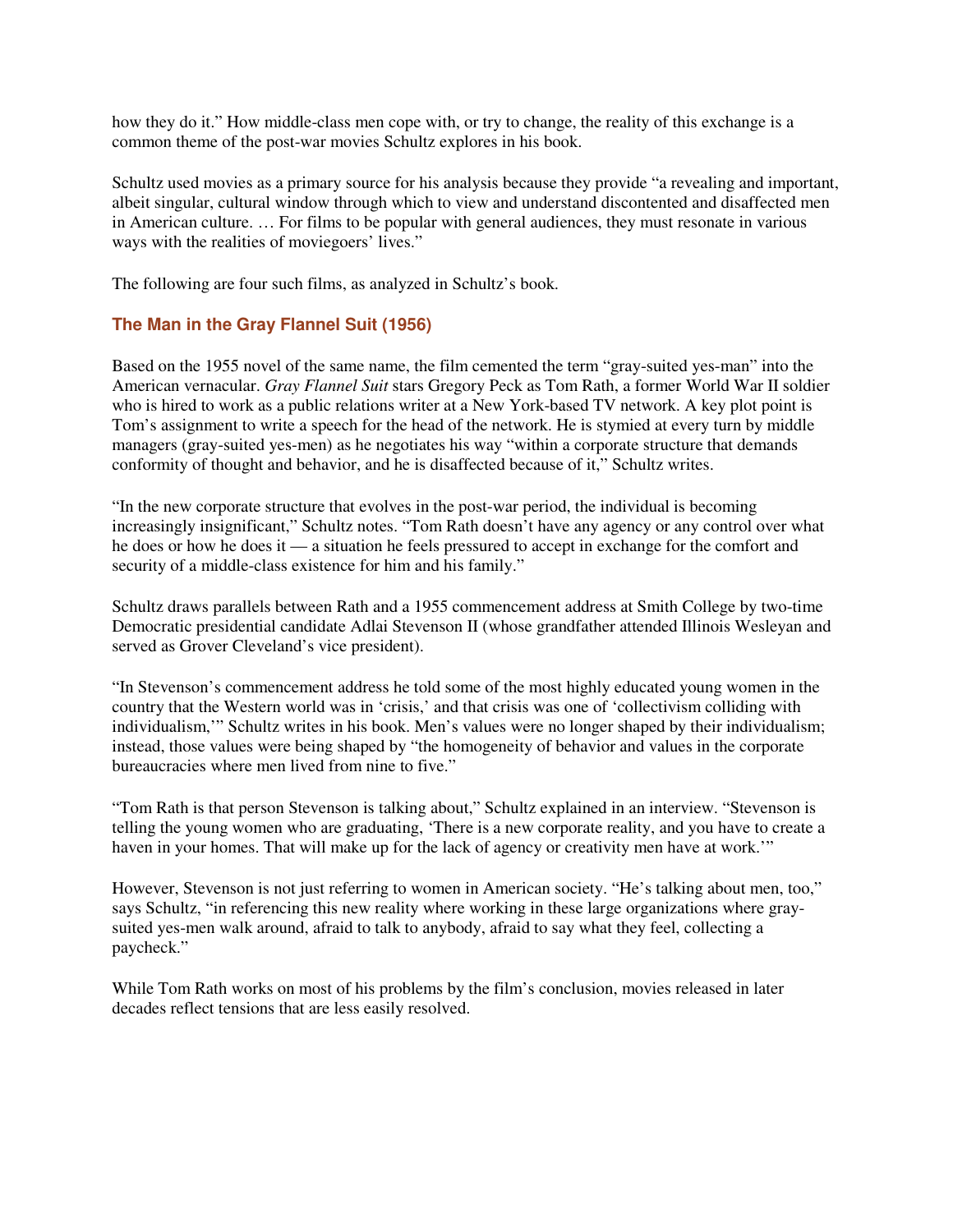how they do it." How middle-class men cope with, or try to change, the reality of this exchange is a common theme of the post-war movies Schultz explores in his book.

Schultz used movies as a primary source for his analysis because they provide "a revealing and important, albeit singular, cultural window through which to view and understand discontented and disaffected men in American culture. … For films to be popular with general audiences, they must resonate in various ways with the realities of moviegoers' lives."

The following are four such films, as analyzed in Schultz's book.

### The Man in the Gray Flannel Suit (1956)

Based on the 1955 novel of the same name, the film cemented the term "gray-suited yes-man" into the American vernacular. *Gray Flannel Suit* stars Gregory Peck as Tom Rath, a former World War II soldier who is hired to work as a public relations writer at a New York-based TV network. A key plot point is Tom's assignment to write a speech for the head of the network. He is stymied at every turn by middle managers (gray-suited yes-men) as he negotiates his way "within a corporate structure that demands conformity of thought and behavior, and he is disaffected because of it," Schultz writes.

"In the new corporate structure that evolves in the post-war period, the individual is becoming increasingly insignificant," Schultz notes. "Tom Rath doesn't have any agency or any control over what he does or how he does it — a situation he feels pressured to accept in exchange for the comfort and security of a middle-class existence for him and his family."

Schultz draws parallels between Rath and a 1955 commencement address at Smith College by two-time Democratic presidential candidate Adlai Stevenson II (whose grandfather attended Illinois Wesleyan and served as Grover Cleveland's vice president).

"In Stevenson's commencement address he told some of the most highly educated young women in the country that the Western world was in 'crisis,' and that crisis was one of 'collectivism colliding with individualism,'" Schultz writes in his book. Men's values were no longer shaped by their individualism; instead, those values were being shaped by "the homogeneity of behavior and values in the corporate bureaucracies where men lived from nine to five."

"Tom Rath is that person Stevenson is talking about," Schultz explained in an interview. "Stevenson is telling the young women who are graduating, 'There is a new corporate reality, and you have to create a haven in your homes. That will make up for the lack of agency or creativity men have at work.'"

However, Stevenson is not just referring to women in American society. "He's talking about men, too," says Schultz, "in referencing this new reality where working in these large organizations where gray-suited yes-men walk around, afraid to talk to anybody, afraid to say what they feel, collecting a paycheck."

While Tom Rath works on most of his problems by the film's conclusion, movies released in later decades reflect tensions that are less easily resolved.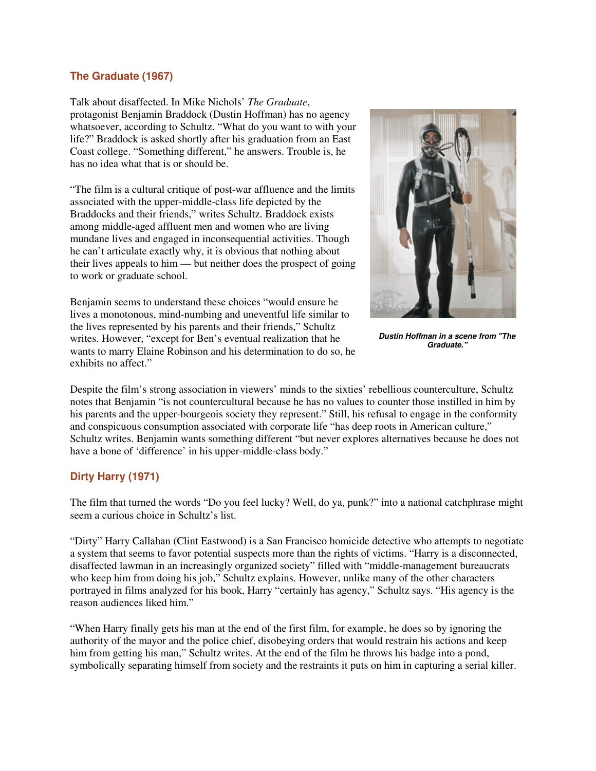### The Graduate (1967)

Talk about disaffected. In Mike Nichols' *The Graduate*, protagonist Benjamin Braddock (Dustin Hoffman) has no agency whatsoever, according to Schultz. "What do you want to with your life?" Braddock is asked shortly after his graduation from an East Coast college. "Something different," he answers. Trouble is, he has no idea what that is or should be.

"The film is a cultural critique of post-war affluence and the limits associated with the upper-middle-class life depicted by the Braddocks and their friends," writes Schultz. Braddock exists among middle-aged affluent men and women who are living mundane lives and engaged in inconsequential activities. Though he can't articulate exactly why, it is obvious that nothing about their lives appeals to him — but neither does the prospect of going to work or graduate school.

Benjamin seems to understand these choices "would ensure he lives a monotonous, mind-numbing and uneventful life similar to the lives represented by his parents and their friends," Schultz writes. However, "except for Ben's eventual realization that he wants to marry Elaine Robinson and his determination to do so, he exhibits no affect."

***Dustin Hoffman in a scene from "The Graduate."***

Despite the film's strong association in viewers' minds to the sixties' rebellious counterculture, Schultz notes that Benjamin "is not countercultural because he has no values to counter those instilled in him by his parents and the upper-bourgeois society they represent." Still, his refusal to engage in the conformity and conspicuous consumption associated with corporate life "has deep roots in American culture," Schultz writes. Benjamin wants something different "but never explores alternatives because he does not have a bone of 'difference' in his upper-middle-class body."

### Dirty Harry (1971)

The film that turned the words "Do you feel lucky? Well, do ya, punk?" into a national catchphrase might seem a curious choice in Schultz's list.

"Dirty" Harry Callahan (Clint Eastwood) is a San Francisco homicide detective who attempts to negotiate a system that seems to favor potential suspects more than the rights of victims. "Harry is a disconnected, disaffected lawman in an increasingly organized society" filled with "middle-management bureaucrats who keep him from doing his job," Schultz explains. However, unlike many of the other characters portrayed in films analyzed for his book, Harry "certainly has agency," Schultz says. "His agency is the reason audiences liked him."

"When Harry finally gets his man at the end of the first film, for example, he does so by ignoring the authority of the mayor and the police chief, disobeying orders that would restrain his actions and keep him from getting his man," Schultz writes. At the end of the film he throws his badge into a pond, symbolically separating himself from society and the restraints it puts on him in capturing a serial killer.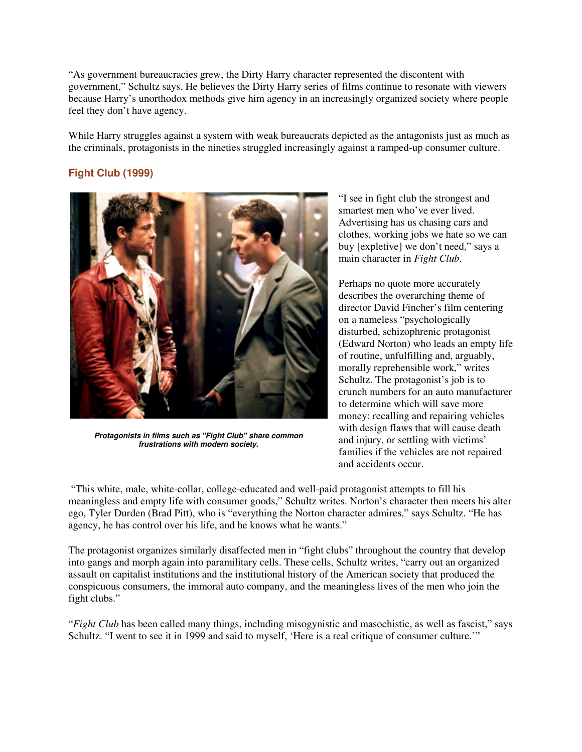"As government bureaucracies grew, the Dirty Harry character represented the discontent with government," Schultz says. He believes the Dirty Harry series of films continue to resonate with viewers because Harry's unorthodox methods give him agency in an increasingly organized society where people feel they don't have agency.

While Harry struggles against a system with weak bureaucrats depicted as the antagonists just as much as the criminals, protagonists in the nineties struggled increasingly against a ramped-up consumer culture.

### Fight Club (1999)

***Protagonists in films such as "Fight Club" share common frustrations with modern society.***

"I see in fight club the strongest and smartest men who've ever lived. Advertising has us chasing cars and clothes, working jobs we hate so we can buy [expletive] we don't need," says a main character in *Fight Club*.

Perhaps no quote more accurately describes the overarching theme of director David Fincher's film centering on a nameless "psychologically disturbed, schizophrenic protagonist (Edward Norton) who leads an empty life of routine, unfulfilling and, arguably, morally reprehensible work," writes Schultz. The protagonist's job is to crunch numbers for an auto manufacturer to determine which will save more money: recalling and repairing vehicles with design flaws that will cause death and injury, or settling with victims' families if the vehicles are not repaired and accidents occur.

"This white, male, white-collar, college-educated and well-paid protagonist attempts to fill his meaningless and empty life with consumer goods," Schultz writes. Norton's character then meets his alter ego, Tyler Durden (Brad Pitt), who is "everything the Norton character admires," says Schultz. "He has agency, he has control over his life, and he knows what he wants."

The protagonist organizes similarly disaffected men in "fight clubs" throughout the country that develop into gangs and morph again into paramilitary cells. These cells, Schultz writes, "carry out an organized assault on capitalist institutions and the institutional history of the American society that produced the conspicuous consumers, the immoral auto company, and the meaningless lives of the men who join the fight clubs."

"*Fight Club* has been called many things, including misogynistic and masochistic, as well as fascist," says Schultz. "I went to see it in 1999 and said to myself, 'Here is a real critique of consumer culture.'"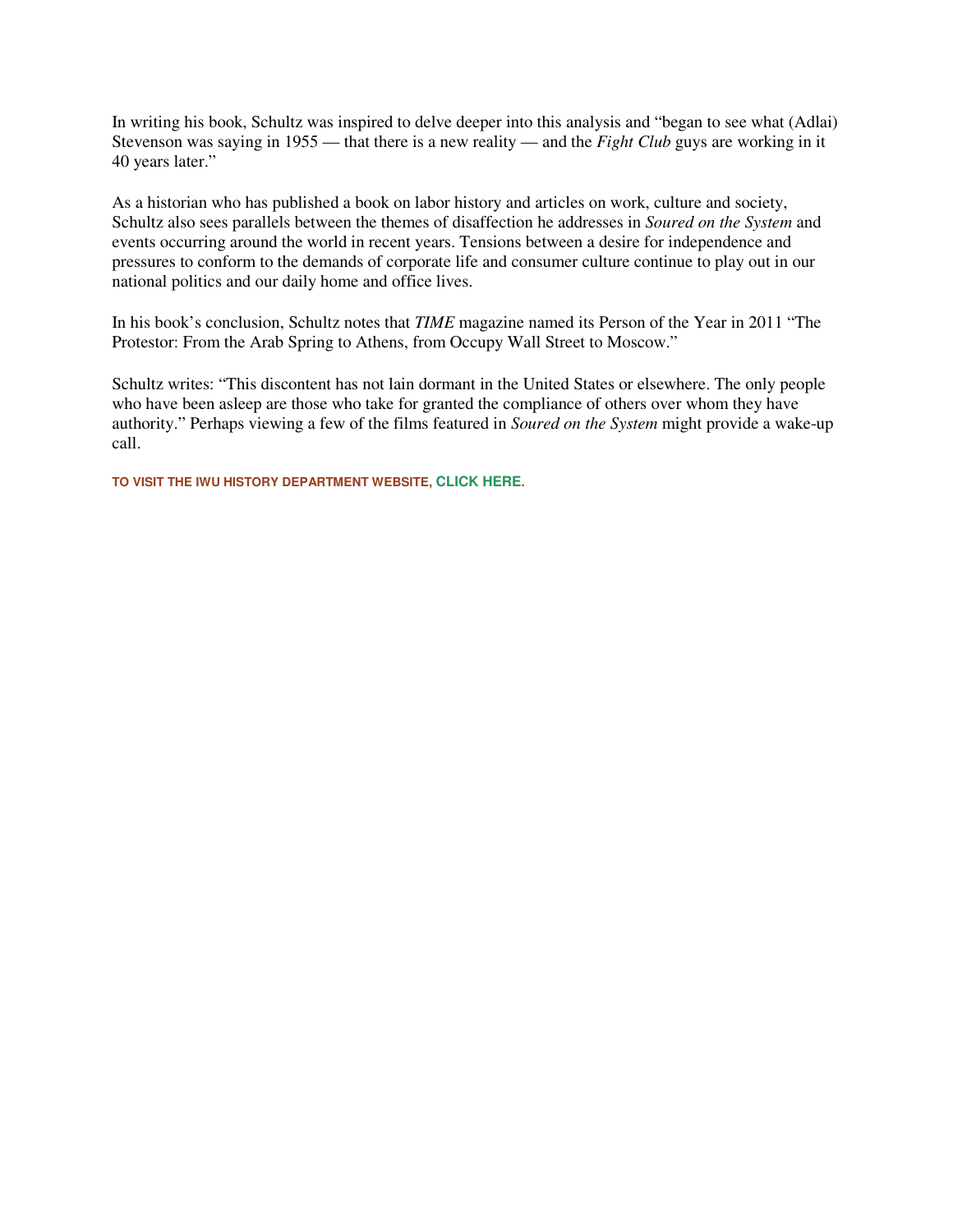In writing his book, Schultz was inspired to delve deeper into this analysis and "began to see what (Adlai) Stevenson was saying in 1955 — that there is a new reality — and the *Fight Club* guys are working in it 40 years later."

As a historian who has published a book on labor history and articles on work, culture and society, Schultz also sees parallels between the themes of disaffection he addresses in *Soured on the System* and events occurring around the world in recent years. Tensions between a desire for independence and pressures to conform to the demands of corporate life and consumer culture continue to play out in our national politics and our daily home and office lives.

In his book's conclusion, Schultz notes that *TIME* magazine named its Person of the Year in 2011 "The Protestor: From the Arab Spring to Athens, from Occupy Wall Street to Moscow."

Schultz writes: "This discontent has not lain dormant in the United States or elsewhere. The only people who have been asleep are those who take for granted the compliance of others over whom they have authority." Perhaps viewing a few of the films featured in *Soured on the System* might provide a wake-up call.

**TO VISIT THE IWU HISTORY DEPARTMENT WEBSITE, CLICK HERE.**